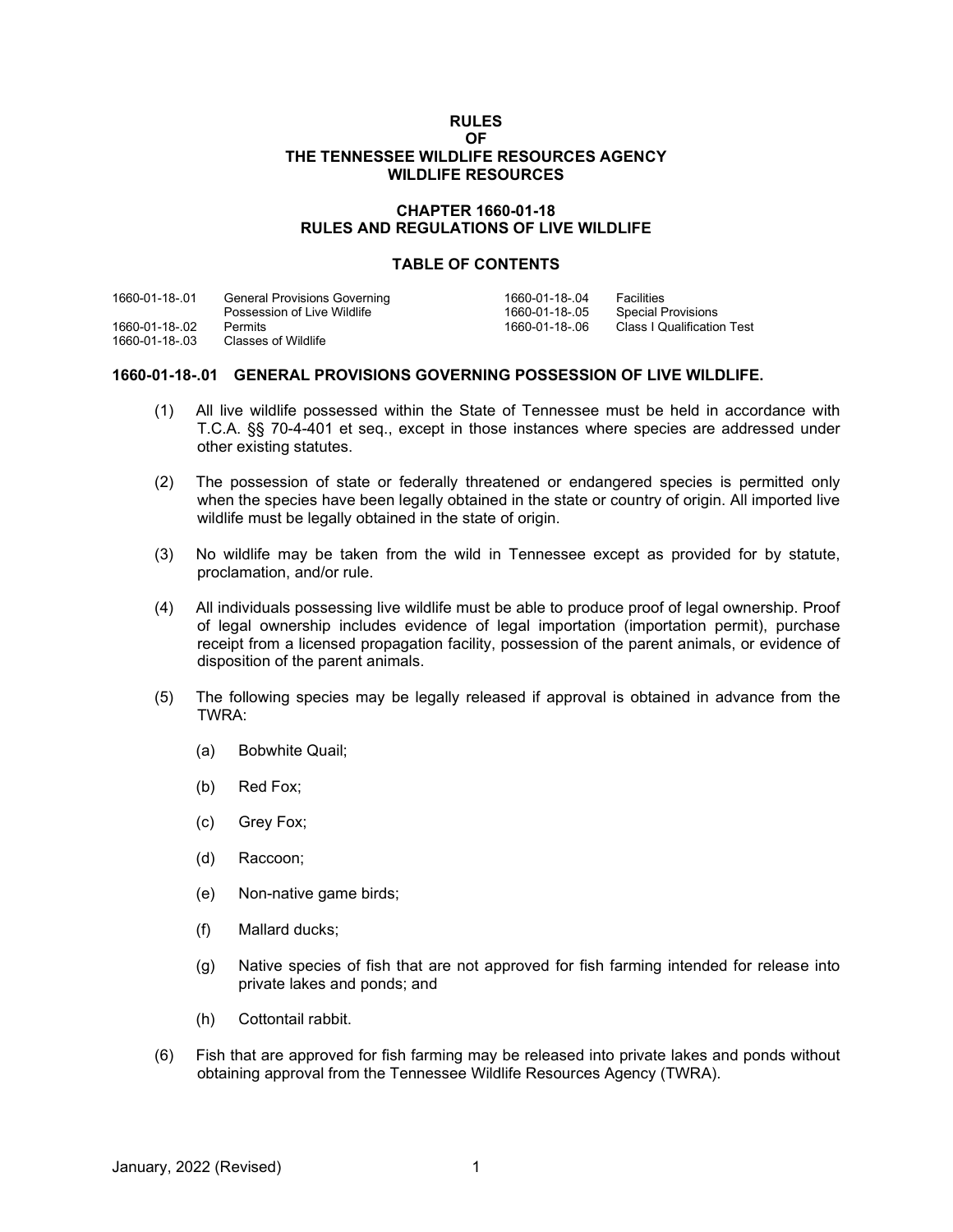# RULES
# OF
# THE TENNESSEE WILDLIFE RESOURCES AGENCY
# WILDLIFE RESOURCES

## CHAPTER 1660-01-18
## RULES AND REGULATIONS OF LIVE WILDLIFE

### TABLE OF CONTENTS

| | | | |
|---|---|---|---|
| 1660-01-18-.01 | General Provisions Governing Possession of Live Wildlife | 1660-01-18-.04 | Facilities |
| 1660-01-18-.02 | Permits | 1660-01-18-.05 | Special Provisions |
| 1660-01-18-.03 | Classes of Wildlife | 1660-01-18-.06 | Class I Qualification Test |

### 1660-01-18-.01 GENERAL PROVISIONS GOVERNING POSSESSION OF LIVE WILDLIFE.

(1) All live wildlife possessed within the State of Tennessee must be held in accordance with T.C.A. §§ 70-4-401 et seq., except in those instances where species are addressed under other existing statutes.

(2) The possession of state or federally threatened or endangered species is permitted only when the species have been legally obtained in the state or country of origin. All imported live wildlife must be legally obtained in the state of origin.

(3) No wildlife may be taken from the wild in Tennessee except as provided for by statute, proclamation, and/or rule.

(4) All individuals possessing live wildlife must be able to produce proof of legal ownership. Proof of legal ownership includes evidence of legal importation (importation permit), purchase receipt from a licensed propagation facility, possession of the parent animals, or evidence of disposition of the parent animals.

(5) The following species may be legally released if approval is obtained in advance from the TWRA:

  (a) Bobwhite Quail;

  (b) Red Fox;

  (c) Grey Fox;

  (d) Raccoon;

  (e) Non-native game birds;

  (f) Mallard ducks;

  (g) Native species of fish that are not approved for fish farming intended for release into private lakes and ponds; and

  (h) Cottontail rabbit.

(6) Fish that are approved for fish farming may be released into private lakes and ponds without obtaining approval from the Tennessee Wildlife Resources Agency (TWRA).

January, 2022 (Revised)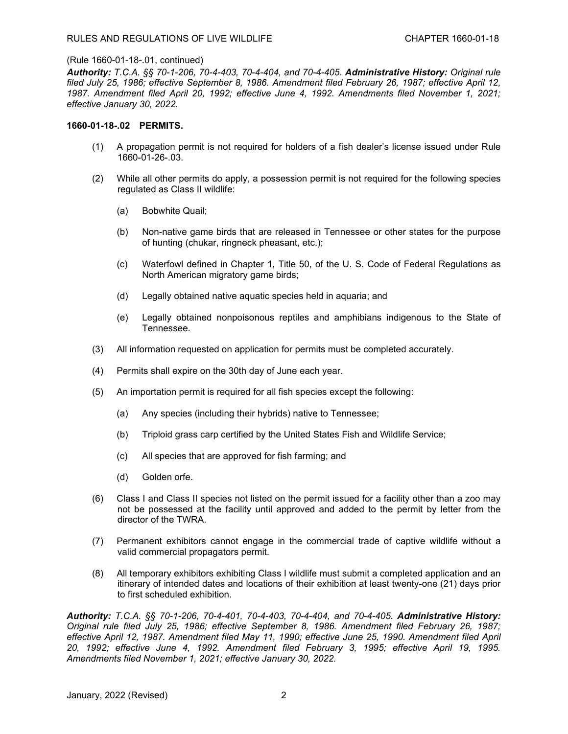(Rule 1660-01-18-.01, continued)

***Authority:*** *T.C.A. §§ 70-1-206, 70-4-403, 70-4-404, and 70-4-405.* ***Administrative History:*** *Original rule filed July 25, 1986; effective September 8, 1986. Amendment filed February 26, 1987; effective April 12, 1987. Amendment filed April 20, 1992; effective June 4, 1992. Amendments filed November 1, 2021; effective January 30, 2022.*

**1660-01-18-.02 PERMITS.**

(1) A propagation permit is not required for holders of a fish dealer's license issued under Rule 1660-01-26-.03.

(2) While all other permits do apply, a possession permit is not required for the following species regulated as Class II wildlife:

 (a) Bobwhite Quail;

 (b) Non-native game birds that are released in Tennessee or other states for the purpose of hunting (chukar, ringneck pheasant, etc.);

 (c) Waterfowl defined in Chapter 1, Title 50, of the U. S. Code of Federal Regulations as North American migratory game birds;

 (d) Legally obtained native aquatic species held in aquaria; and

 (e) Legally obtained nonpoisonous reptiles and amphibians indigenous to the State of Tennessee.

(3) All information requested on application for permits must be completed accurately.

(4) Permits shall expire on the 30th day of June each year.

(5) An importation permit is required for all fish species except the following:

 (a) Any species (including their hybrids) native to Tennessee;

 (b) Triploid grass carp certified by the United States Fish and Wildlife Service;

 (c) All species that are approved for fish farming; and

 (d) Golden orfe.

(6) Class I and Class II species not listed on the permit issued for a facility other than a zoo may not be possessed at the facility until approved and added to the permit by letter from the director of the TWRA.

(7) Permanent exhibitors cannot engage in the commercial trade of captive wildlife without a valid commercial propagators permit.

(8) All temporary exhibitors exhibiting Class I wildlife must submit a completed application and an itinerary of intended dates and locations of their exhibition at least twenty-one (21) days prior to first scheduled exhibition.

***Authority:*** *T.C.A. §§ 70-1-206, 70-4-401, 70-4-403, 70-4-404, and 70-4-405.* ***Administrative History:*** *Original rule filed July 25, 1986; effective September 8, 1986. Amendment filed February 26, 1987; effective April 12, 1987. Amendment filed May 11, 1990; effective June 25, 1990. Amendment filed April 20, 1992; effective June 4, 1992. Amendment filed February 3, 1995; effective April 19, 1995. Amendments filed November 1, 2021; effective January 30, 2022.*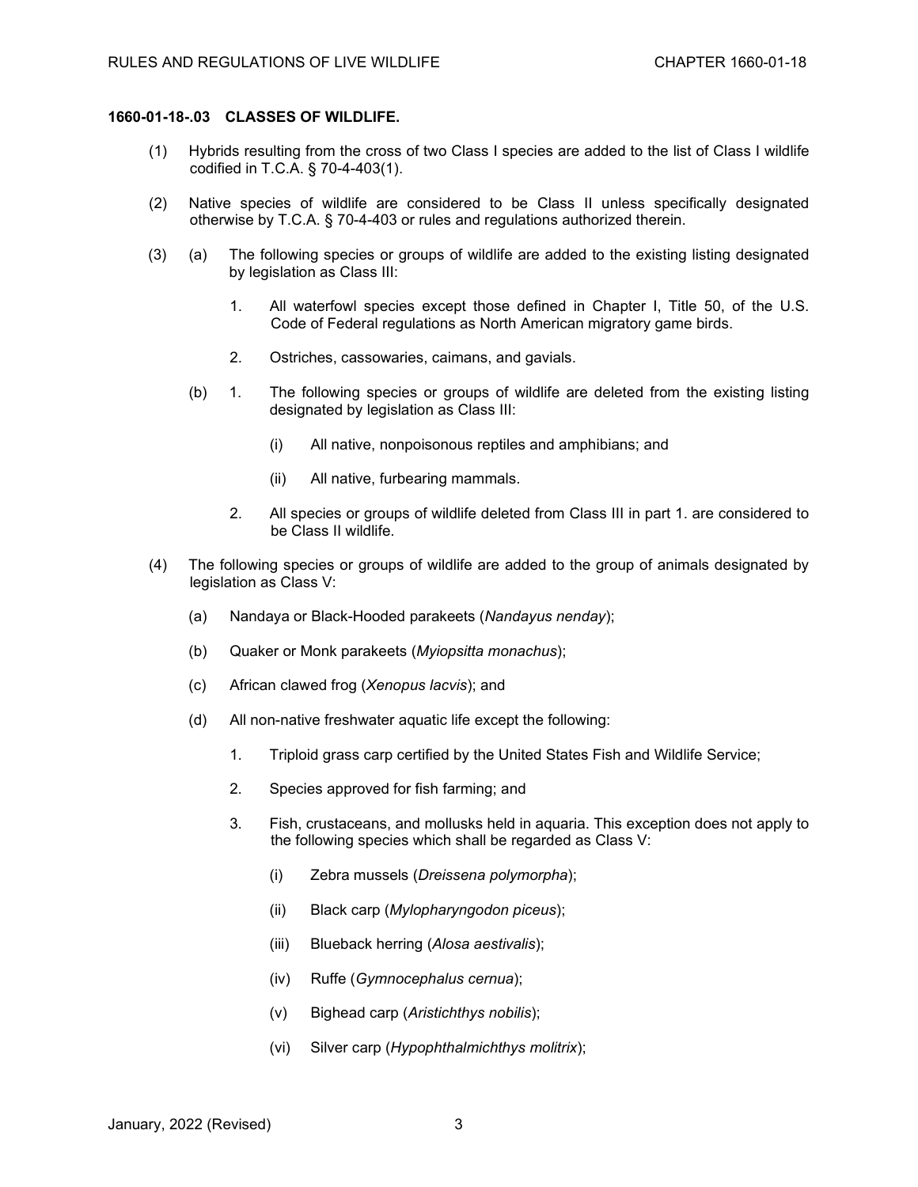**1660-01-18-.03 CLASSES OF WILDLIFE.**

(1) Hybrids resulting from the cross of two Class I species are added to the list of Class I wildlife codified in T.C.A. § 70-4-403(1).

(2) Native species of wildlife are considered to be Class II unless specifically designated otherwise by T.C.A. § 70-4-403 or rules and regulations authorized therein.

(3) (a) The following species or groups of wildlife are added to the existing listing designated by legislation as Class III:

1. All waterfowl species except those defined in Chapter I, Title 50, of the U.S. Code of Federal regulations as North American migratory game birds.

2. Ostriches, cassowaries, caimans, and gavials.

(b) 1. The following species or groups of wildlife are deleted from the existing listing designated by legislation as Class III:

(i) All native, nonpoisonous reptiles and amphibians; and

(ii) All native, furbearing mammals.

2. All species or groups of wildlife deleted from Class III in part 1. are considered to be Class II wildlife.

(4) The following species or groups of wildlife are added to the group of animals designated by legislation as Class V:

(a) Nandaya or Black-Hooded parakeets (*Nandayus nenday*);

(b) Quaker or Monk parakeets (*Myiopsitta monachus*);

(c) African clawed frog (*Xenopus lacvis*); and

(d) All non-native freshwater aquatic life except the following:

1. Triploid grass carp certified by the United States Fish and Wildlife Service;

2. Species approved for fish farming; and

3. Fish, crustaceans, and mollusks held in aquaria. This exception does not apply to the following species which shall be regarded as Class V:

(i) Zebra mussels (*Dreissena polymorpha*);

(ii) Black carp (*Mylopharyngodon piceus*);

(iii) Blueback herring (*Alosa aestivalis*);

(iv) Ruffe (*Gymnocephalus cernua*);

(v) Bighead carp (*Aristichthys nobilis*);

(vi) Silver carp (*Hypophthalmichthys molitrix*);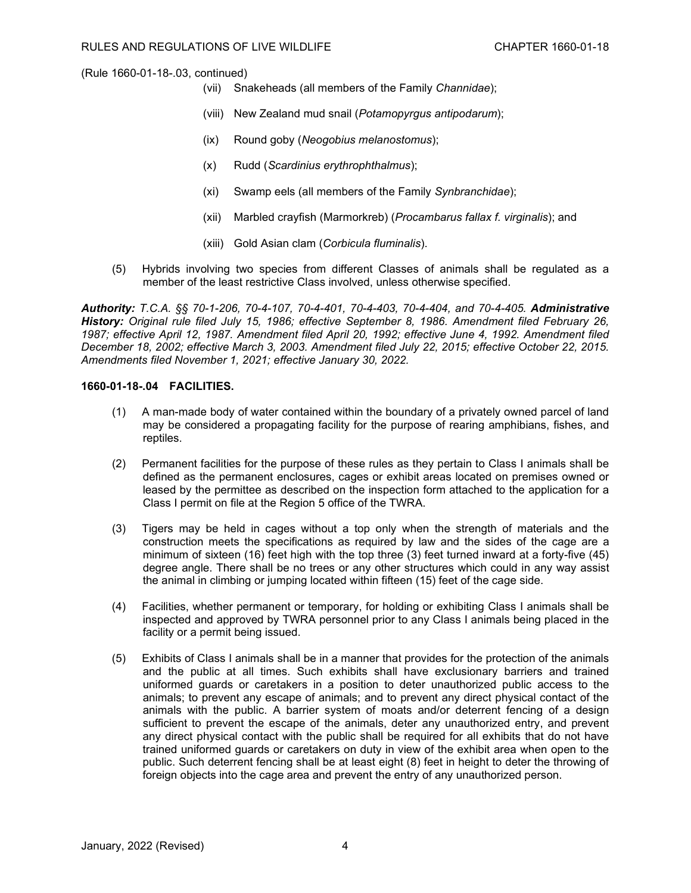(Rule 1660-01-18-.03, continued)

(vii) Snakeheads (all members of the Family *Channidae*);

(viii) New Zealand mud snail (*Potamopyrgus antipodarum*);

(ix) Round goby (*Neogobius melanostomus*);

(x) Rudd (*Scardinius erythrophthalmus*);

(xi) Swamp eels (all members of the Family *Synbranchidae*);

(xii) Marbled crayfish (Marmorkreb) (*Procambarus fallax f. virginalis*); and

(xiii) Gold Asian clam (*Corbicula fluminalis*).

(5) Hybrids involving two species from different Classes of animals shall be regulated as a member of the least restrictive Class involved, unless otherwise specified.

***Authority:*** *T.C.A. §§ 70-1-206, 70-4-107, 70-4-401, 70-4-403, 70-4-404, and 70-4-405.* ***Administrative History:*** *Original rule filed July 15, 1986; effective September 8, 1986. Amendment filed February 26, 1987; effective April 12, 1987. Amendment filed April 20, 1992; effective June 4, 1992. Amendment filed December 18, 2002; effective March 3, 2003. Amendment filed July 22, 2015; effective October 22, 2015. Amendments filed November 1, 2021; effective January 30, 2022.*

**1660-01-18-.04 FACILITIES.**

(1) A man-made body of water contained within the boundary of a privately owned parcel of land may be considered a propagating facility for the purpose of rearing amphibians, fishes, and reptiles.

(2) Permanent facilities for the purpose of these rules as they pertain to Class I animals shall be defined as the permanent enclosures, cages or exhibit areas located on premises owned or leased by the permittee as described on the inspection form attached to the application for a Class I permit on file at the Region 5 office of the TWRA.

(3) Tigers may be held in cages without a top only when the strength of materials and the construction meets the specifications as required by law and the sides of the cage are a minimum of sixteen (16) feet high with the top three (3) feet turned inward at a forty-five (45) degree angle. There shall be no trees or any other structures which could in any way assist the animal in climbing or jumping located within fifteen (15) feet of the cage side.

(4) Facilities, whether permanent or temporary, for holding or exhibiting Class I animals shall be inspected and approved by TWRA personnel prior to any Class I animals being placed in the facility or a permit being issued.

(5) Exhibits of Class I animals shall be in a manner that provides for the protection of the animals and the public at all times. Such exhibits shall have exclusionary barriers and trained uniformed guards or caretakers in a position to deter unauthorized public access to the animals; to prevent any escape of animals; and to prevent any direct physical contact of the animals with the public. A barrier system of moats and/or deterrent fencing of a design sufficient to prevent the escape of the animals, deter any unauthorized entry, and prevent any direct physical contact with the public shall be required for all exhibits that do not have trained uniformed guards or caretakers on duty in view of the exhibit area when open to the public. Such deterrent fencing shall be at least eight (8) feet in height to deter the throwing of foreign objects into the cage area and prevent the entry of any unauthorized person.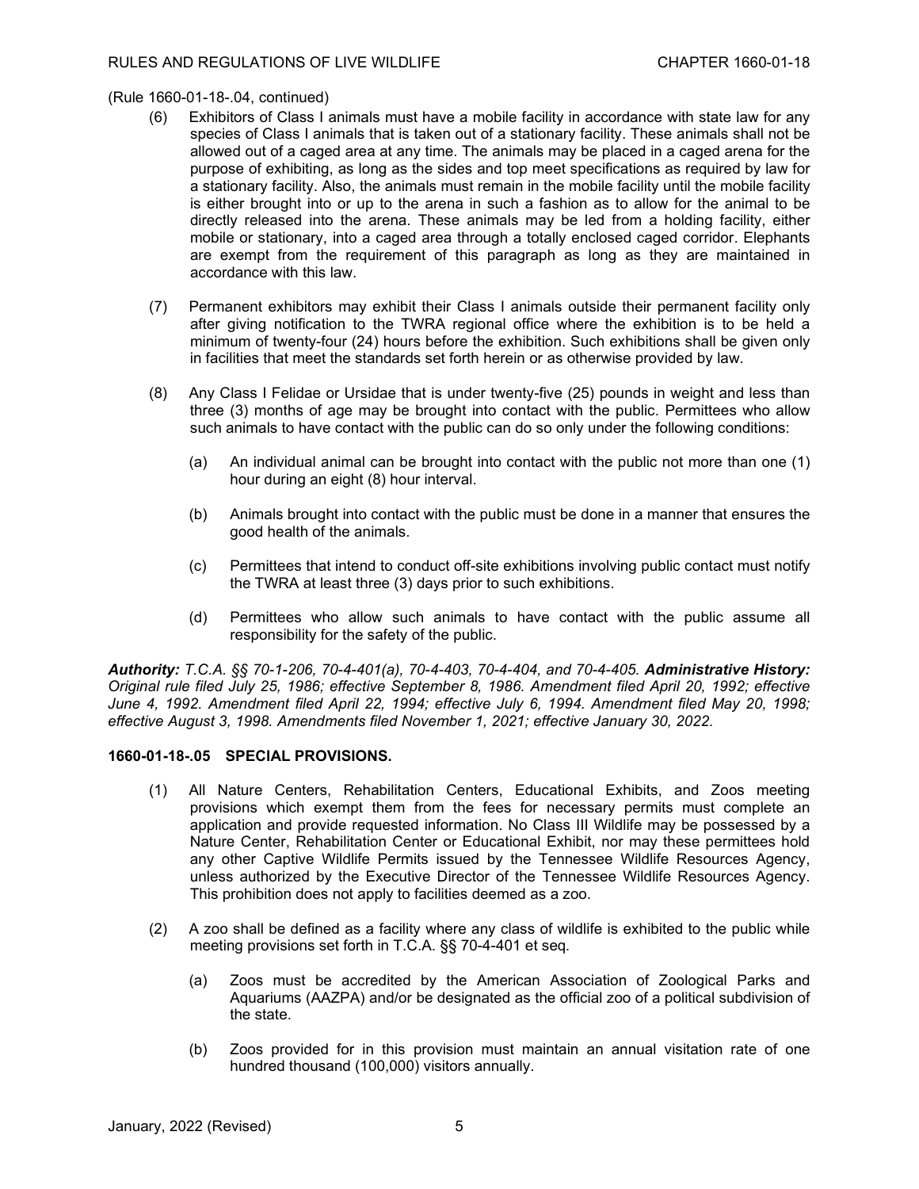(Rule 1660-01-18-.04, continued)

(6) Exhibitors of Class I animals must have a mobile facility in accordance with state law for any species of Class I animals that is taken out of a stationary facility. These animals shall not be allowed out of a caged area at any time. The animals may be placed in a caged arena for the purpose of exhibiting, as long as the sides and top meet specifications as required by law for a stationary facility. Also, the animals must remain in the mobile facility until the mobile facility is either brought into or up to the arena in such a fashion as to allow for the animal to be directly released into the arena. These animals may be led from a holding facility, either mobile or stationary, into a caged area through a totally enclosed caged corridor. Elephants are exempt from the requirement of this paragraph as long as they are maintained in accordance with this law.

(7) Permanent exhibitors may exhibit their Class I animals outside their permanent facility only after giving notification to the TWRA regional office where the exhibition is to be held a minimum of twenty-four (24) hours before the exhibition. Such exhibitions shall be given only in facilities that meet the standards set forth herein or as otherwise provided by law.

(8) Any Class I Felidae or Ursidae that is under twenty-five (25) pounds in weight and less than three (3) months of age may be brought into contact with the public. Permittees who allow such animals to have contact with the public can do so only under the following conditions:

   (a) An individual animal can be brought into contact with the public not more than one (1) hour during an eight (8) hour interval.

   (b) Animals brought into contact with the public must be done in a manner that ensures the good health of the animals.

   (c) Permittees that intend to conduct off-site exhibitions involving public contact must notify the TWRA at least three (3) days prior to such exhibitions.

   (d) Permittees who allow such animals to have contact with the public assume all responsibility for the safety of the public.

***Authority:*** *T.C.A. §§ 70-1-206, 70-4-401(a), 70-4-403, 70-4-404, and 70-4-405.* ***Administrative History:*** *Original rule filed July 25, 1986; effective September 8, 1986. Amendment filed April 20, 1992; effective June 4, 1992. Amendment filed April 22, 1994; effective July 6, 1994. Amendment filed May 20, 1998; effective August 3, 1998. Amendments filed November 1, 2021; effective January 30, 2022.*

**1660-01-18-.05 SPECIAL PROVISIONS.**

(1) All Nature Centers, Rehabilitation Centers, Educational Exhibits, and Zoos meeting provisions which exempt them from the fees for necessary permits must complete an application and provide requested information. No Class III Wildlife may be possessed by a Nature Center, Rehabilitation Center or Educational Exhibit, nor may these permittees hold any other Captive Wildlife Permits issued by the Tennessee Wildlife Resources Agency, unless authorized by the Executive Director of the Tennessee Wildlife Resources Agency. This prohibition does not apply to facilities deemed as a zoo.

(2) A zoo shall be defined as a facility where any class of wildlife is exhibited to the public while meeting provisions set forth in T.C.A. §§ 70-4-401 et seq.

   (a) Zoos must be accredited by the American Association of Zoological Parks and Aquariums (AAZPA) and/or be designated as the official zoo of a political subdivision of the state.

   (b) Zoos provided for in this provision must maintain an annual visitation rate of one hundred thousand (100,000) visitors annually.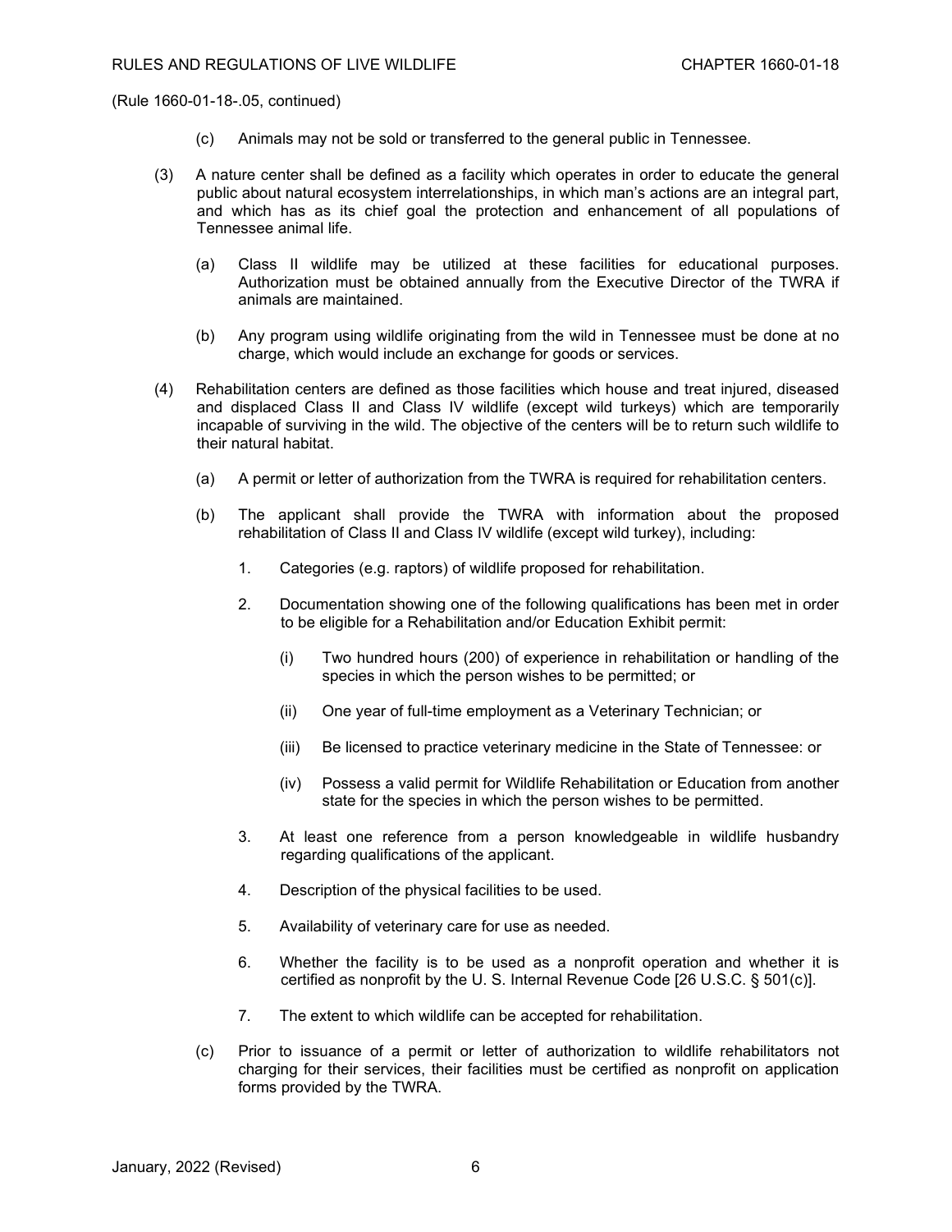(Rule 1660-01-18-.05, continued)

(c) Animals may not be sold or transferred to the general public in Tennessee.

(3) A nature center shall be defined as a facility which operates in order to educate the general public about natural ecosystem interrelationships, in which man's actions are an integral part, and which has as its chief goal the protection and enhancement of all populations of Tennessee animal life.

(a) Class II wildlife may be utilized at these facilities for educational purposes. Authorization must be obtained annually from the Executive Director of the TWRA if animals are maintained.

(b) Any program using wildlife originating from the wild in Tennessee must be done at no charge, which would include an exchange for goods or services.

(4) Rehabilitation centers are defined as those facilities which house and treat injured, diseased and displaced Class II and Class IV wildlife (except wild turkeys) which are temporarily incapable of surviving in the wild. The objective of the centers will be to return such wildlife to their natural habitat.

(a) A permit or letter of authorization from the TWRA is required for rehabilitation centers.

(b) The applicant shall provide the TWRA with information about the proposed rehabilitation of Class II and Class IV wildlife (except wild turkey), including:

1. Categories (e.g. raptors) of wildlife proposed for rehabilitation.

2. Documentation showing one of the following qualifications has been met in order to be eligible for a Rehabilitation and/or Education Exhibit permit:

(i) Two hundred hours (200) of experience in rehabilitation or handling of the species in which the person wishes to be permitted; or

(ii) One year of full-time employment as a Veterinary Technician; or

(iii) Be licensed to practice veterinary medicine in the State of Tennessee: or

(iv) Possess a valid permit for Wildlife Rehabilitation or Education from another state for the species in which the person wishes to be permitted.

3. At least one reference from a person knowledgeable in wildlife husbandry regarding qualifications of the applicant.

4. Description of the physical facilities to be used.

5. Availability of veterinary care for use as needed.

6. Whether the facility is to be used as a nonprofit operation and whether it is certified as nonprofit by the U. S. Internal Revenue Code [26 U.S.C. § 501(c)].

7. The extent to which wildlife can be accepted for rehabilitation.

(c) Prior to issuance of a permit or letter of authorization to wildlife rehabilitators not charging for their services, their facilities must be certified as nonprofit on application forms provided by the TWRA.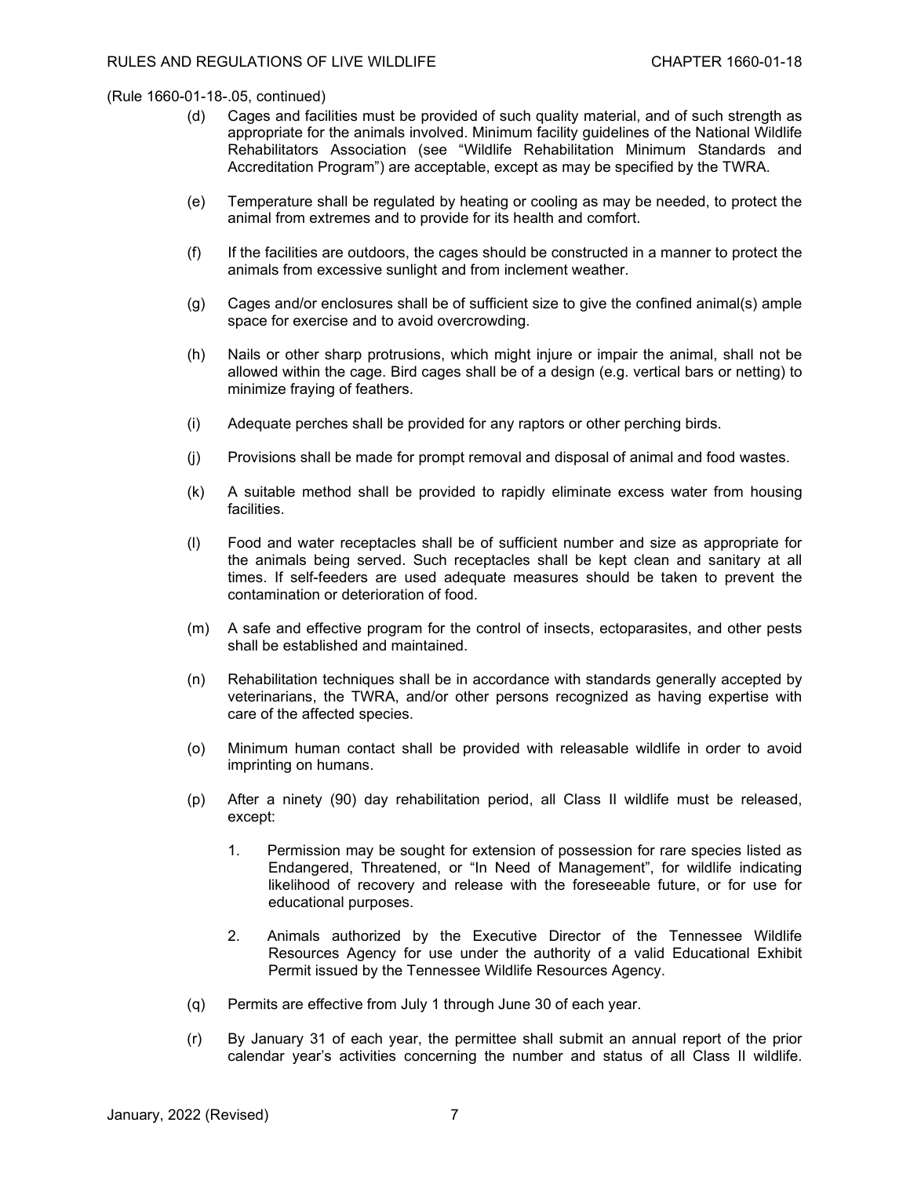(Rule 1660-01-18-.05, continued)

(d) Cages and facilities must be provided of such quality material, and of such strength as appropriate for the animals involved. Minimum facility guidelines of the National Wildlife Rehabilitators Association (see "Wildlife Rehabilitation Minimum Standards and Accreditation Program") are acceptable, except as may be specified by the TWRA.

(e) Temperature shall be regulated by heating or cooling as may be needed, to protect the animal from extremes and to provide for its health and comfort.

(f) If the facilities are outdoors, the cages should be constructed in a manner to protect the animals from excessive sunlight and from inclement weather.

(g) Cages and/or enclosures shall be of sufficient size to give the confined animal(s) ample space for exercise and to avoid overcrowding.

(h) Nails or other sharp protrusions, which might injure or impair the animal, shall not be allowed within the cage. Bird cages shall be of a design (e.g. vertical bars or netting) to minimize fraying of feathers.

(i) Adequate perches shall be provided for any raptors or other perching birds.

(j) Provisions shall be made for prompt removal and disposal of animal and food wastes.

(k) A suitable method shall be provided to rapidly eliminate excess water from housing facilities.

(l) Food and water receptacles shall be of sufficient number and size as appropriate for the animals being served. Such receptacles shall be kept clean and sanitary at all times. If self-feeders are used adequate measures should be taken to prevent the contamination or deterioration of food.

(m) A safe and effective program for the control of insects, ectoparasites, and other pests shall be established and maintained.

(n) Rehabilitation techniques shall be in accordance with standards generally accepted by veterinarians, the TWRA, and/or other persons recognized as having expertise with care of the affected species.

(o) Minimum human contact shall be provided with releasable wildlife in order to avoid imprinting on humans.

(p) After a ninety (90) day rehabilitation period, all Class II wildlife must be released, except:

1. Permission may be sought for extension of possession for rare species listed as Endangered, Threatened, or "In Need of Management", for wildlife indicating likelihood of recovery and release with the foreseeable future, or for use for educational purposes.

2. Animals authorized by the Executive Director of the Tennessee Wildlife Resources Agency for use under the authority of a valid Educational Exhibit Permit issued by the Tennessee Wildlife Resources Agency.

(q) Permits are effective from July 1 through June 30 of each year.

(r) By January 31 of each year, the permittee shall submit an annual report of the prior calendar year's activities concerning the number and status of all Class II wildlife.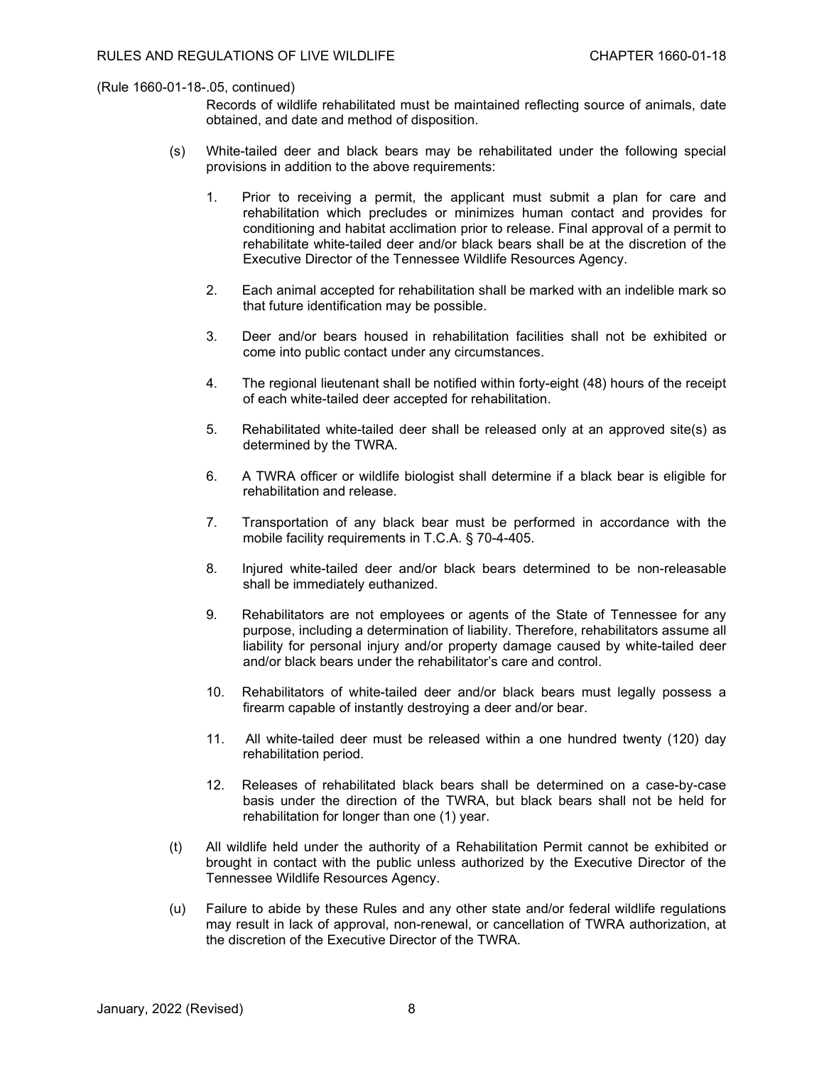(Rule 1660-01-18-.05, continued)

Records of wildlife rehabilitated must be maintained reflecting source of animals, date obtained, and date and method of disposition.

(s) White-tailed deer and black bears may be rehabilitated under the following special provisions in addition to the above requirements:

1. Prior to receiving a permit, the applicant must submit a plan for care and rehabilitation which precludes or minimizes human contact and provides for conditioning and habitat acclimation prior to release. Final approval of a permit to rehabilitate white-tailed deer and/or black bears shall be at the discretion of the Executive Director of the Tennessee Wildlife Resources Agency.

2. Each animal accepted for rehabilitation shall be marked with an indelible mark so that future identification may be possible.

3. Deer and/or bears housed in rehabilitation facilities shall not be exhibited or come into public contact under any circumstances.

4. The regional lieutenant shall be notified within forty-eight (48) hours of the receipt of each white-tailed deer accepted for rehabilitation.

5. Rehabilitated white-tailed deer shall be released only at an approved site(s) as determined by the TWRA.

6. A TWRA officer or wildlife biologist shall determine if a black bear is eligible for rehabilitation and release.

7. Transportation of any black bear must be performed in accordance with the mobile facility requirements in T.C.A. § 70-4-405.

8. Injured white-tailed deer and/or black bears determined to be non-releasable shall be immediately euthanized.

9. Rehabilitators are not employees or agents of the State of Tennessee for any purpose, including a determination of liability. Therefore, rehabilitators assume all liability for personal injury and/or property damage caused by white-tailed deer and/or black bears under the rehabilitator's care and control.

10. Rehabilitators of white-tailed deer and/or black bears must legally possess a firearm capable of instantly destroying a deer and/or bear.

11. All white-tailed deer must be released within a one hundred twenty (120) day rehabilitation period.

12. Releases of rehabilitated black bears shall be determined on a case-by-case basis under the direction of the TWRA, but black bears shall not be held for rehabilitation for longer than one (1) year.

(t) All wildlife held under the authority of a Rehabilitation Permit cannot be exhibited or brought in contact with the public unless authorized by the Executive Director of the Tennessee Wildlife Resources Agency.

(u) Failure to abide by these Rules and any other state and/or federal wildlife regulations may result in lack of approval, non-renewal, or cancellation of TWRA authorization, at the discretion of the Executive Director of the TWRA.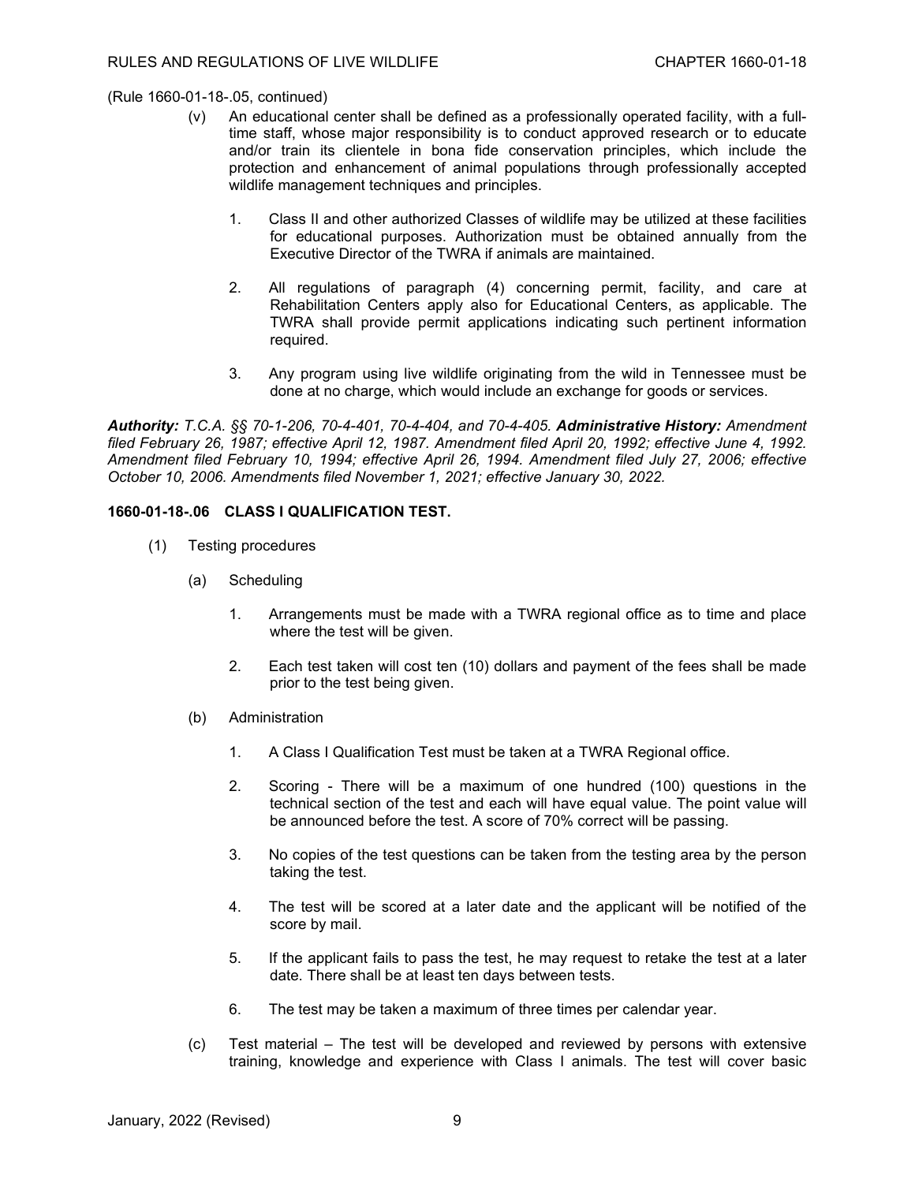(Rule 1660-01-18-.05, continued)

(v) An educational center shall be defined as a professionally operated facility, with a full-time staff, whose major responsibility is to conduct approved research or to educate and/or train its clientele in bona fide conservation principles, which include the protection and enhancement of animal populations through professionally accepted wildlife management techniques and principles.

1. Class II and other authorized Classes of wildlife may be utilized at these facilities for educational purposes. Authorization must be obtained annually from the Executive Director of the TWRA if animals are maintained.

2. All regulations of paragraph (4) concerning permit, facility, and care at Rehabilitation Centers apply also for Educational Centers, as applicable. The TWRA shall provide permit applications indicating such pertinent information required.

3. Any program using live wildlife originating from the wild in Tennessee must be done at no charge, which would include an exchange for goods or services.

***Authority:*** ***T.C.A. §§ 70-1-206, 70-4-401, 70-4-404, and 70-4-405.*** ***Administrative History:*** ***Amendment filed February 26, 1987; effective April 12, 1987. Amendment filed April 20, 1992; effective June 4, 1992. Amendment filed February 10, 1994; effective April 26, 1994. Amendment filed July 27, 2006; effective October 10, 2006. Amendments filed November 1, 2021; effective January 30, 2022.***

**1660-01-18-.06 CLASS I QUALIFICATION TEST.**

(1) Testing procedures

(a) Scheduling

1. Arrangements must be made with a TWRA regional office as to time and place where the test will be given.

2. Each test taken will cost ten (10) dollars and payment of the fees shall be made prior to the test being given.

(b) Administration

1. A Class I Qualification Test must be taken at a TWRA Regional office.

2. Scoring - There will be a maximum of one hundred (100) questions in the technical section of the test and each will have equal value. The point value will be announced before the test. A score of 70% correct will be passing.

3. No copies of the test questions can be taken from the testing area by the person taking the test.

4. The test will be scored at a later date and the applicant will be notified of the score by mail.

5. If the applicant fails to pass the test, he may request to retake the test at a later date. There shall be at least ten days between tests.

6. The test may be taken a maximum of three times per calendar year.

(c) Test material – The test will be developed and reviewed by persons with extensive training, knowledge and experience with Class I animals. The test will cover basic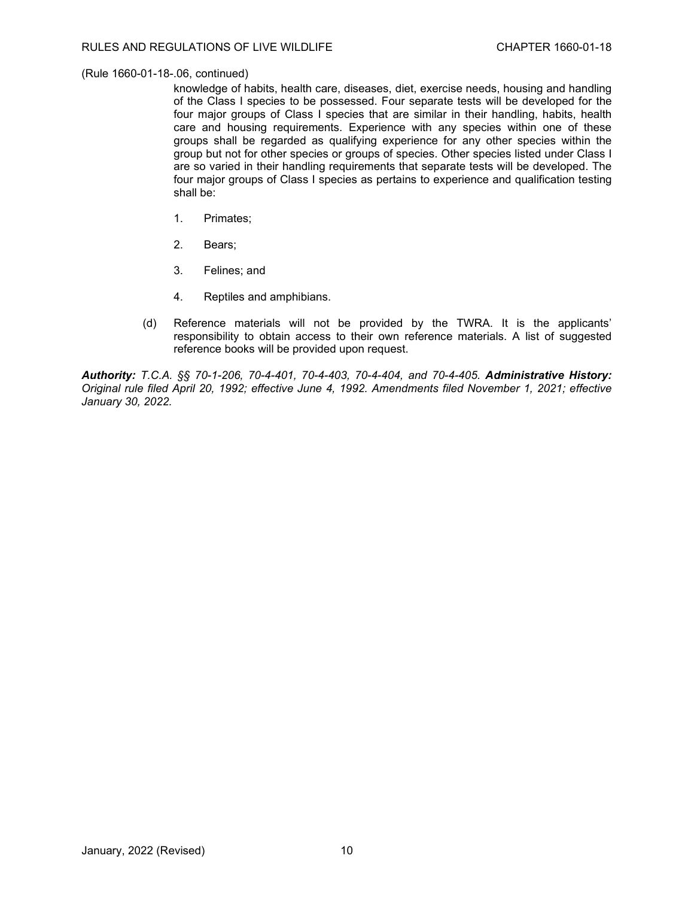(Rule 1660-01-18-.06, continued)

knowledge of habits, health care, diseases, diet, exercise needs, housing and handling of the Class I species to be possessed. Four separate tests will be developed for the four major groups of Class I species that are similar in their handling, habits, health care and housing requirements. Experience with any species within one of these groups shall be regarded as qualifying experience for any other species within the group but not for other species or groups of species. Other species listed under Class I are so varied in their handling requirements that separate tests will be developed. The four major groups of Class I species as pertains to experience and qualification testing shall be:

1. Primates;

2. Bears;

3. Felines; and

4. Reptiles and amphibians.

(d) Reference materials will not be provided by the TWRA. It is the applicants' responsibility to obtain access to their own reference materials. A list of suggested reference books will be provided upon request.

***Authority:*** *T.C.A. §§ 70-1-206, 70-4-401, 70-4-403, 70-4-404, and 70-4-405.* ***Administrative History:*** *Original rule filed April 20, 1992; effective June 4, 1992. Amendments filed November 1, 2021; effective January 30, 2022.*